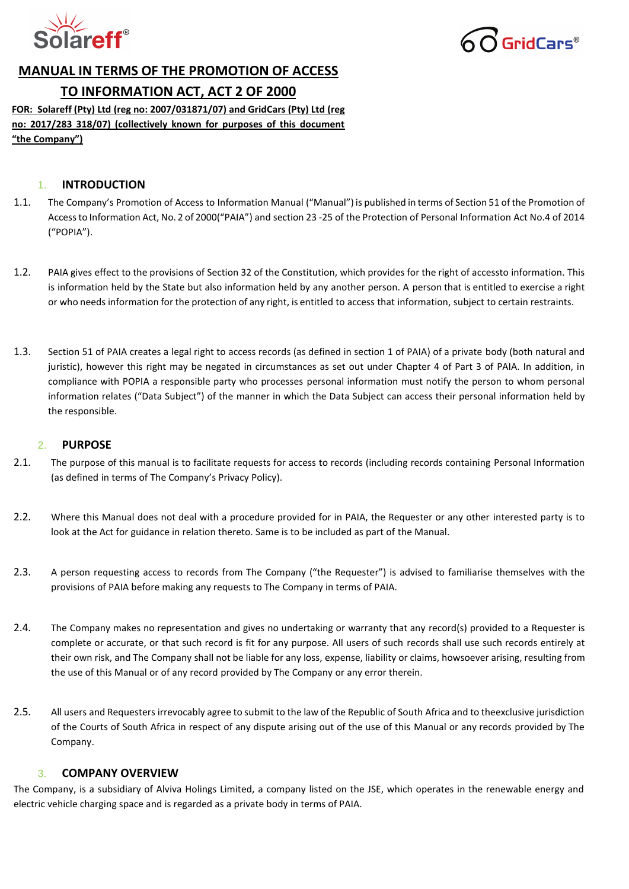Solareff®

GridCars®

# MANUAL IN TERMS OF THE PROMOTION OF ACCESS TO INFORMATION ACT, ACT 2 OF 2000

**FOR: Solareff (Pty) Ltd (reg no: 2007/031871/07) and GridCars (Pty) Ltd (reg no: 2017/283 318/07) (collectively known for purposes of this document "the Company")**

## 1. INTRODUCTION

1.1. The Company's Promotion of Access to Information Manual ("Manual") is published in terms of Section 51 of the Promotion of Access to Information Act, No. 2 of 2000("PAIA") and section 23 -25 of the Protection of Personal Information Act No.4 of 2014 ("POPIA").

1.2. PAIA gives effect to the provisions of Section 32 of the Constitution, which provides for the right of accessto information. This is information held by the State but also information held by any another person. A person that is entitled to exercise a right or who needs information for the protection of any right, is entitled to access that information, subject to certain restraints.

1.3. Section 51 of PAIA creates a legal right to access records (as defined in section 1 of PAIA) of a private body (both natural and juristic), however this right may be negated in circumstances as set out under Chapter 4 of Part 3 of PAIA. In addition, in compliance with POPIA a responsible party who processes personal information must notify the person to whom personal information relates ("Data Subject") of the manner in which the Data Subject can access their personal information held by the responsible.

## 2. PURPOSE

2.1. The purpose of this manual is to facilitate requests for access to records (including records containing Personal Information (as defined in terms of The Company's Privacy Policy).

2.2. Where this Manual does not deal with a procedure provided for in PAIA, the Requester or any other interested party is to look at the Act for guidance in relation thereto. Same is to be included as part of the Manual.

2.3. A person requesting access to records from The Company ("the Requester") is advised to familiarise themselves with the provisions of PAIA before making any requests to The Company in terms of PAIA.

2.4. The Company makes no representation and gives no undertaking or warranty that any record(s) provided to a Requester is complete or accurate, or that such record is fit for any purpose. All users of such records shall use such records entirely at their own risk, and The Company shall not be liable for any loss, expense, liability or claims, howsoever arising, resulting from the use of this Manual or of any record provided by The Company or any error therein.

2.5. All users and Requesters irrevocably agree to submit to the law of the Republic of South Africa and to theexclusive jurisdiction of the Courts of South Africa in respect of any dispute arising out of the use of this Manual or any records provided by The Company.

## 3. COMPANY OVERVIEW

The Company, is a subsidiary of Alviva Holings Limited, a company listed on the JSE, which operates in the renewable energy and electric vehicle charging space and is regarded as a private body in terms of PAIA.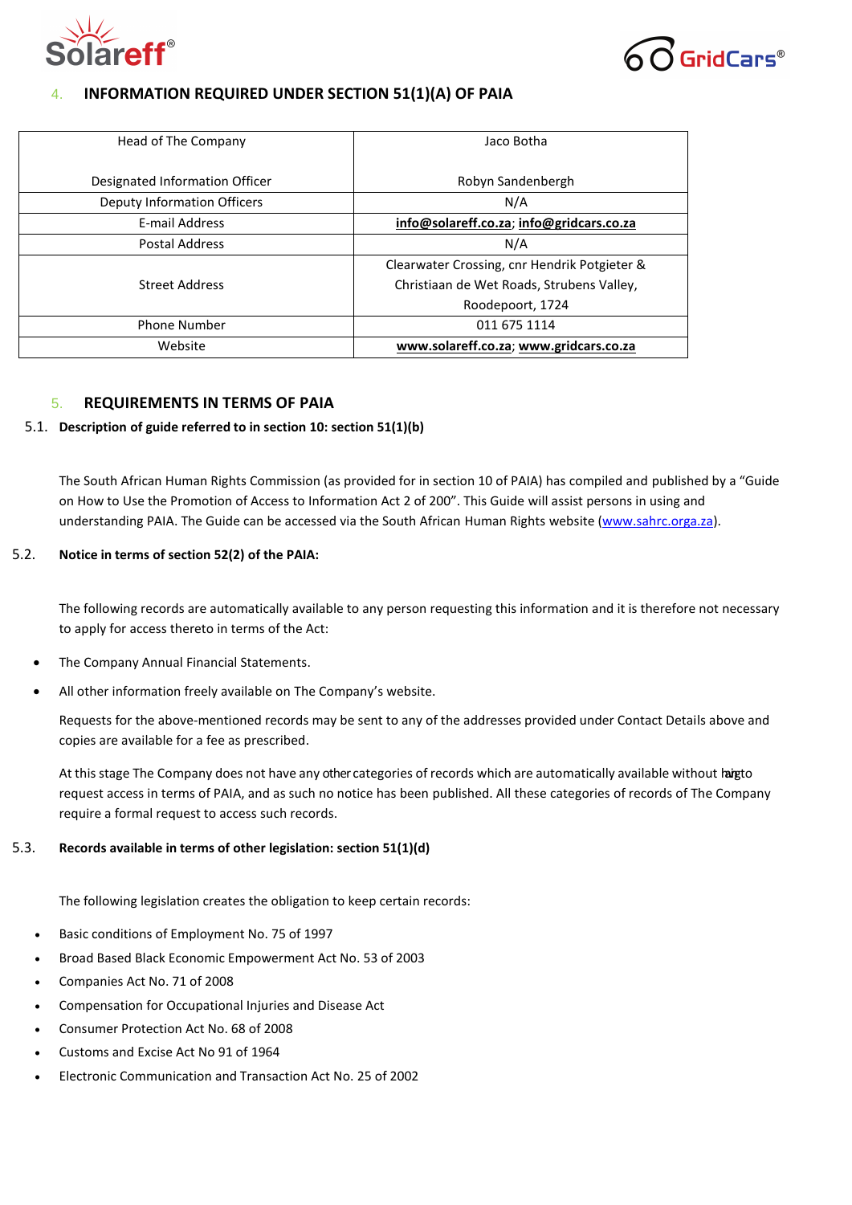## 4. INFORMATION REQUIRED UNDER SECTION 51(1)(A) OF PAIA

| Head of The Company<br><br>Designated Information Officer | Jaco Botha<br><br>Robyn Sandenbergh |
|---|---|
| Deputy Information Officers | N/A |
| E-mail Address | **info@solareff.co.za**; **info@gridcars.co.za** |
| Postal Address | N/A |
| Street Address | Clearwater Crossing, cnr Hendrik Potgieter & Christiaan de Wet Roads, Strubens Valley, Roodepoort, 1724 |
| Phone Number | 011 675 1114 |
| Website | **www.solareff.co.za**; **www.gridcars.co.za** |

## 5. REQUIREMENTS IN TERMS OF PAIA

### 5.1. Description of guide referred to in section 10: section 51(1)(b)

The South African Human Rights Commission (as provided for in section 10 of PAIA) has compiled and published by a "Guide on How to Use the Promotion of Access to Information Act 2 of 200". This Guide will assist persons in using and understanding PAIA. The Guide can be accessed via the South African Human Rights website (www.sahrc.orga.za).

### 5.2. Notice in terms of section 52(2) of the PAIA:

The following records are automatically available to any person requesting this information and it is therefore not necessary to apply for access thereto in terms of the Act:

- The Company Annual Financial Statements.
- All other information freely available on The Company's website.

Requests for the above-mentioned records may be sent to any of the addresses provided under Contact Details above and copies are available for a fee as prescribed.

At this stage The Company does not have any other categories of records which are automatically available without having to request access in terms of PAIA, and as such no notice has been published. All these categories of records of The Company require a formal request to access such records.

### 5.3. Records available in terms of other legislation: section 51(1)(d)

The following legislation creates the obligation to keep certain records:

- Basic conditions of Employment No. 75 of 1997
- Broad Based Black Economic Empowerment Act No. 53 of 2003
- Companies Act No. 71 of 2008
- Compensation for Occupational Injuries and Disease Act
- Consumer Protection Act No. 68 of 2008
- Customs and Excise Act No 91 of 1964
- Electronic Communication and Transaction Act No. 25 of 2002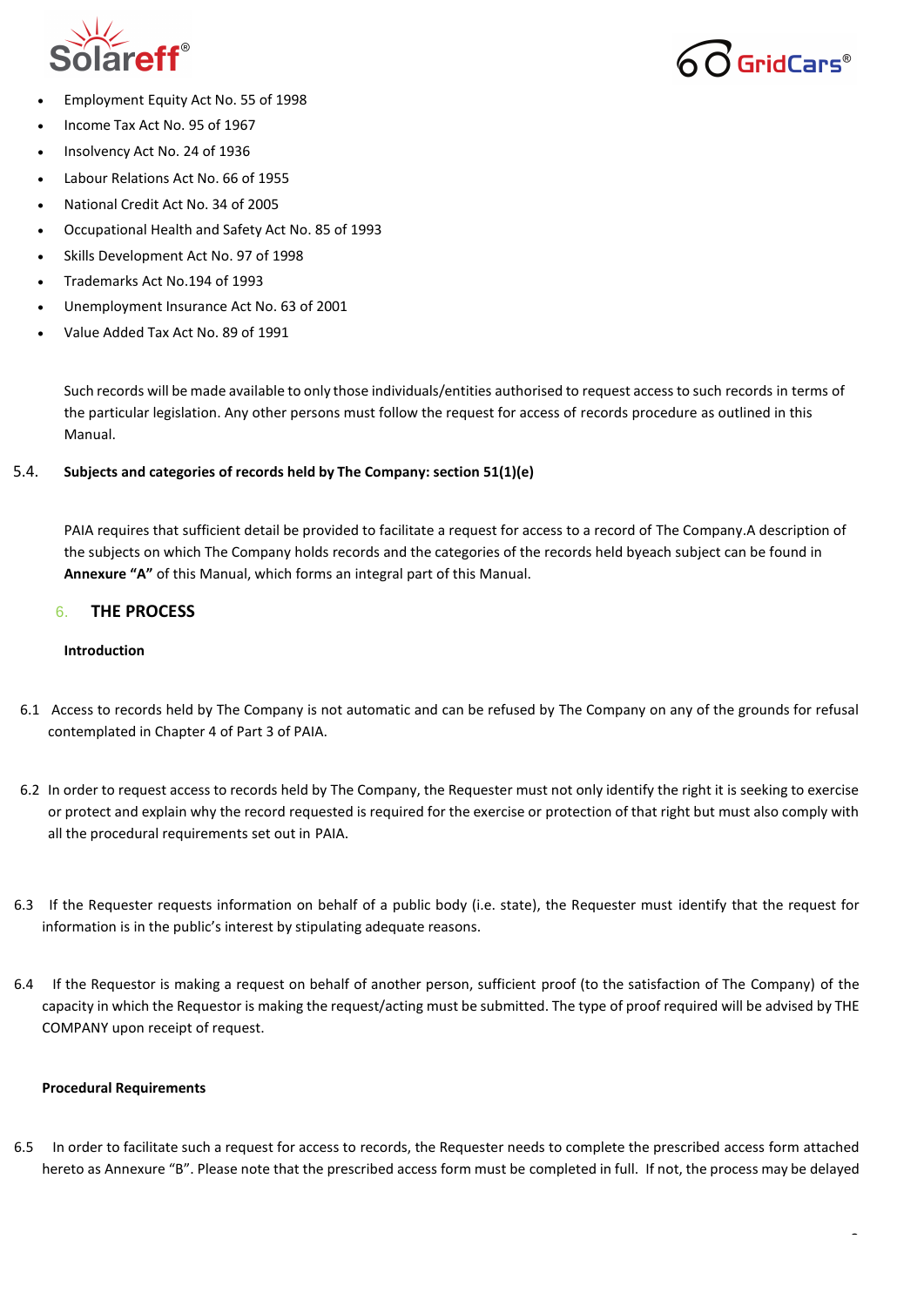- Employment Equity Act No. 55 of 1998
- Income Tax Act No. 95 of 1967
- Insolvency Act No. 24 of 1936
- Labour Relations Act No. 66 of 1955
- National Credit Act No. 34 of 2005
- Occupational Health and Safety Act No. 85 of 1993
- Skills Development Act No. 97 of 1998
- Trademarks Act No.194 of 1993
- Unemployment Insurance Act No. 63 of 2001
- Value Added Tax Act No. 89 of 1991

Such records will be made available to only those individuals/entities authorised to request access to such records in terms of the particular legislation. Any other persons must follow the request for access of records procedure as outlined in this Manual.

5.4. **Subjects and categories of records held by The Company: section 51(1)(e)**

PAIA requires that sufficient detail be provided to facilitate a request for access to a record of The Company.A description of the subjects on which The Company holds records and the categories of the records held byeach subject can be found in **Annexure "A"** of this Manual, which forms an integral part of this Manual.

## 6. THE PROCESS

**Introduction**

6.1 Access to records held by The Company is not automatic and can be refused by The Company on any of the grounds for refusal contemplated in Chapter 4 of Part 3 of PAIA.

6.2 In order to request access to records held by The Company, the Requester must not only identify the right it is seeking to exercise or protect and explain why the record requested is required for the exercise or protection of that right but must also comply with all the procedural requirements set out in PAIA.

6.3 If the Requester requests information on behalf of a public body (i.e. state), the Requester must identify that the request for information is in the public's interest by stipulating adequate reasons.

6.4 If the Requestor is making a request on behalf of another person, sufficient proof (to the satisfaction of The Company) of the capacity in which the Requestor is making the request/acting must be submitted. The type of proof required will be advised by THE COMPANY upon receipt of request.

**Procedural Requirements**

6.5 In order to facilitate such a request for access to records, the Requester needs to complete the prescribed access form attached hereto as Annexure "B". Please note that the prescribed access form must be completed in full. If not, the process may be delayed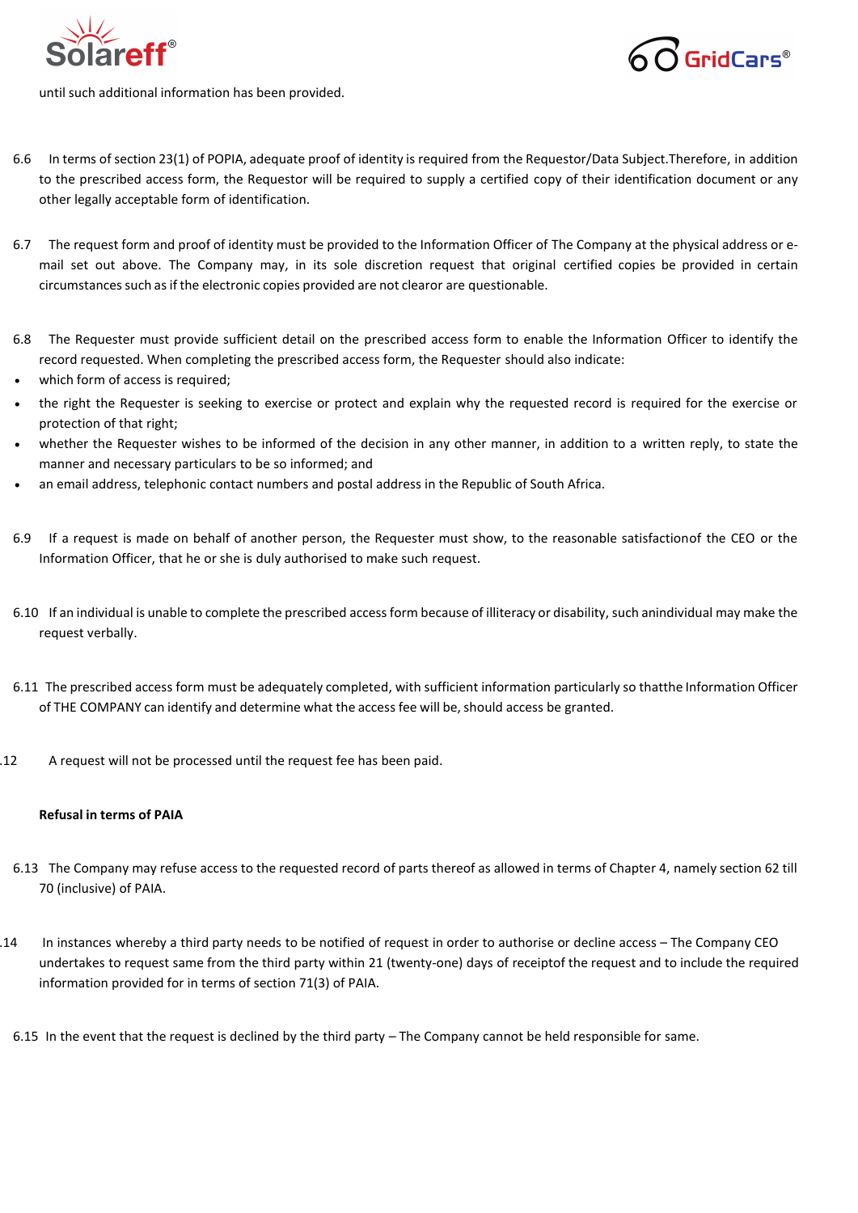until such additional information has been provided.

6.6 In terms of section 23(1) of POPIA, adequate proof of identity is required from the Requestor/Data Subject.Therefore, in addition to the prescribed access form, the Requestor will be required to supply a certified copy of their identification document or any other legally acceptable form of identification.

6.7 The request form and proof of identity must be provided to the Information Officer of The Company at the physical address or e-mail set out above. The Company may, in its sole discretion request that original certified copies be provided in certain circumstances such as if the electronic copies provided are not clearor are questionable.

6.8 The Requester must provide sufficient detail on the prescribed access form to enable the Information Officer to identify the record requested. When completing the prescribed access form, the Requester should also indicate:

- which form of access is required;
- the right the Requester is seeking to exercise or protect and explain why the requested record is required for the exercise or protection of that right;
- whether the Requester wishes to be informed of the decision in any other manner, in addition to a written reply, to state the manner and necessary particulars to be so informed; and
- an email address, telephonic contact numbers and postal address in the Republic of South Africa.

6.9 If a request is made on behalf of another person, the Requester must show, to the reasonable satisfactionof the CEO or the Information Officer, that he or she is duly authorised to make such request.

6.10 If an individual is unable to complete the prescribed access form because of illiteracy or disability, such anindividual may make the request verbally.

6.11 The prescribed access form must be adequately completed, with sufficient information particularly so thatthe Information Officer of THE COMPANY can identify and determine what the access fee will be, should access be granted.

.12 A request will not be processed until the request fee has been paid.

**Refusal in terms of PAIA**

6.13 The Company may refuse access to the requested record of parts thereof as allowed in terms of Chapter 4, namely section 62 till 70 (inclusive) of PAIA.

.14 In instances whereby a third party needs to be notified of request in order to authorise or decline access – The Company CEO undertakes to request same from the third party within 21 (twenty-one) days of receiptof the request and to include the required information provided for in terms of section 71(3) of PAIA.

6.15 In the event that the request is declined by the third party – The Company cannot be held responsible for same.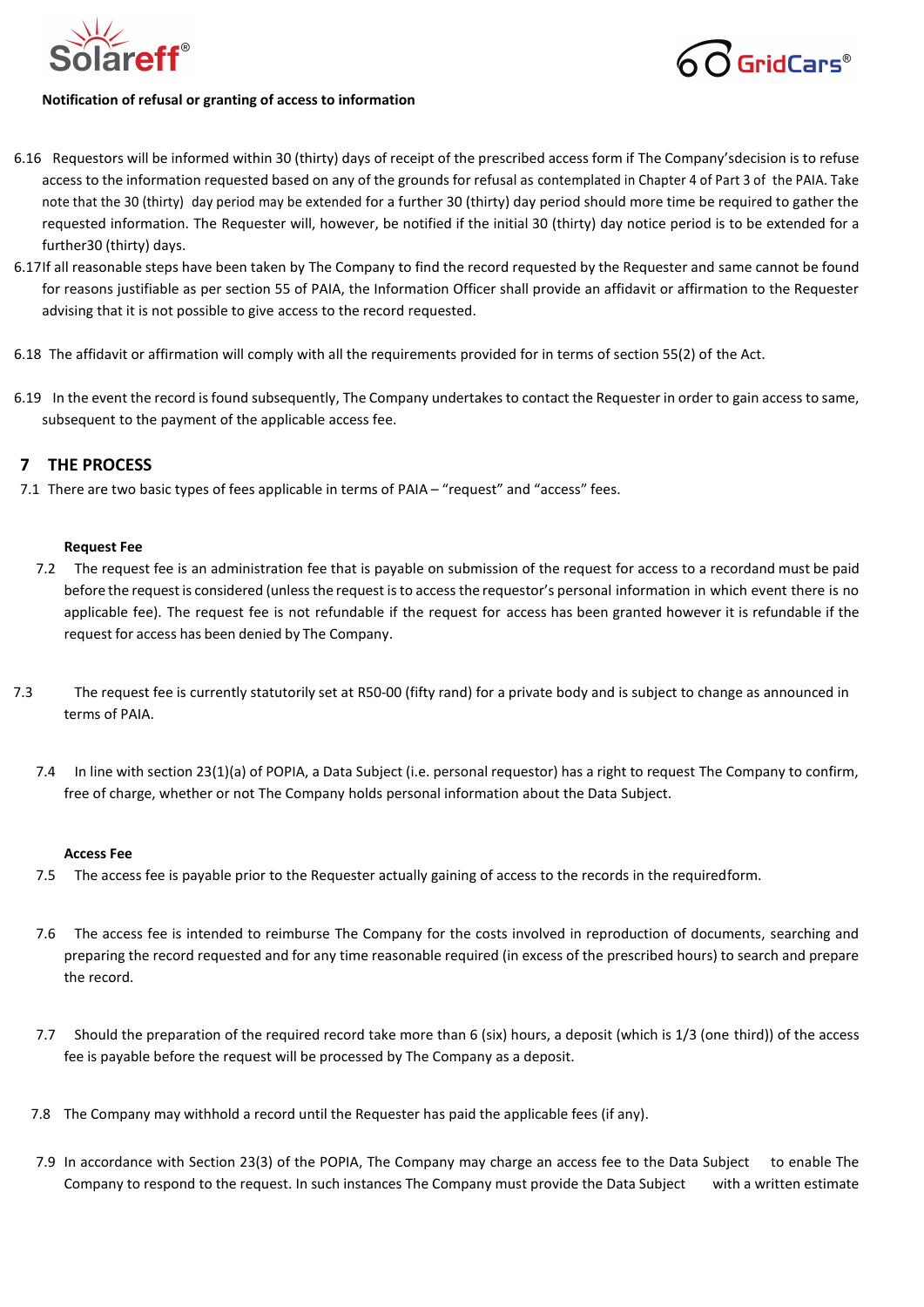**Notification of refusal or granting of access to information**

6.16 Requestors will be informed within 30 (thirty) days of receipt of the prescribed access form if The Company'sdecision is to refuse access to the information requested based on any of the grounds for refusal as contemplated in Chapter 4 of Part 3 of the PAIA. Take note that the 30 (thirty) day period may be extended for a further 30 (thirty) day period should more time be required to gather the requested information. The Requester will, however, be notified if the initial 30 (thirty) day notice period is to be extended for a further30 (thirty) days.

6.17 If all reasonable steps have been taken by The Company to find the record requested by the Requester and same cannot be found for reasons justifiable as per section 55 of PAIA, the Information Officer shall provide an affidavit or affirmation to the Requester advising that it is not possible to give access to the record requested.

6.18 The affidavit or affirmation will comply with all the requirements provided for in terms of section 55(2) of the Act.

6.19 In the event the record is found subsequently, The Company undertakes to contact the Requester in order to gain access to same, subsequent to the payment of the applicable access fee.

## 7 THE PROCESS

7.1 There are two basic types of fees applicable in terms of PAIA – "request" and "access" fees.

**Request Fee**

7.2 The request fee is an administration fee that is payable on submission of the request for access to a recordand must be paid before the request is considered (unless the request is to access the requestor's personal information in which event there is no applicable fee). The request fee is not refundable if the request for access has been granted however it is refundable if the request for access has been denied by The Company.

7.3 The request fee is currently statutorily set at R50-00 (fifty rand) for a private body and is subject to change as announced in terms of PAIA.

7.4 In line with section 23(1)(a) of POPIA, a Data Subject (i.e. personal requestor) has a right to request The Company to confirm, free of charge, whether or not The Company holds personal information about the Data Subject.

**Access Fee**

7.5 The access fee is payable prior to the Requester actually gaining of access to the records in the requiredform.

7.6 The access fee is intended to reimburse The Company for the costs involved in reproduction of documents, searching and preparing the record requested and for any time reasonable required (in excess of the prescribed hours) to search and prepare the record.

7.7 Should the preparation of the required record take more than 6 (six) hours, a deposit (which is 1/3 (one third)) of the access fee is payable before the request will be processed by The Company as a deposit.

7.8 The Company may withhold a record until the Requester has paid the applicable fees (if any).

7.9 In accordance with Section 23(3) of the POPIA, The Company may charge an access fee to the Data Subject to enable The Company to respond to the request. In such instances The Company must provide the Data Subject with a written estimate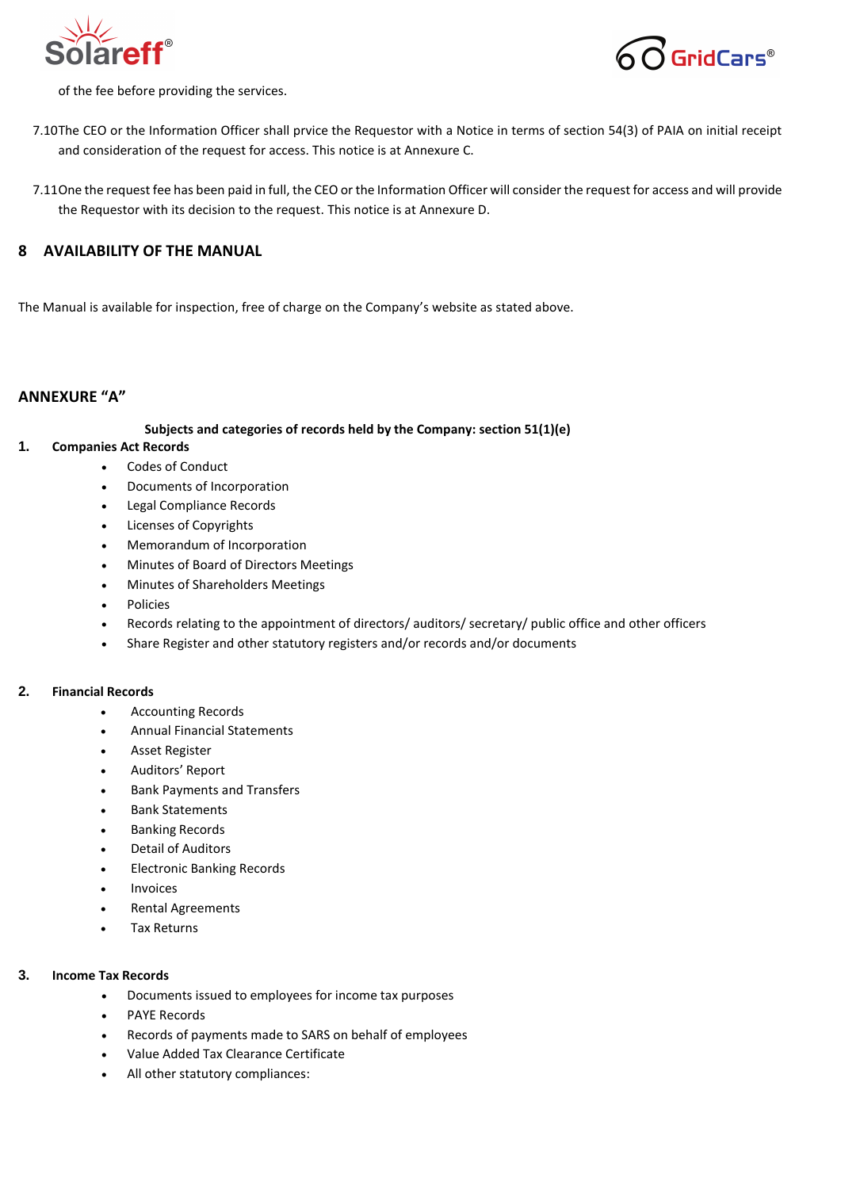of the fee before providing the services.

7.10The CEO or the Information Officer shall prvice the Requestor with a Notice in terms of section 54(3) of PAIA on initial receipt and consideration of the request for access. This notice is at Annexure C.

7.11One the request fee has been paid in full, the CEO or the Information Officer will consider the request for access and will provide the Requestor with its decision to the request. This notice is at Annexure D.

## 8 AVAILABILITY OF THE MANUAL

The Manual is available for inspection, free of charge on the Company's website as stated above.

## ANNEXURE "A"

**Subjects and categories of records held by the Company: section 51(1)(e)**

**1. Companies Act Records**

- Codes of Conduct
- Documents of Incorporation
- Legal Compliance Records
- Licenses of Copyrights
- Memorandum of Incorporation
- Minutes of Board of Directors Meetings
- Minutes of Shareholders Meetings
- Policies
- Records relating to the appointment of directors/ auditors/ secretary/ public office and other officers
- Share Register and other statutory registers and/or records and/or documents

**2. Financial Records**

- Accounting Records
- Annual Financial Statements
- Asset Register
- Auditors' Report
- Bank Payments and Transfers
- Bank Statements
- Banking Records
- Detail of Auditors
- Electronic Banking Records
- Invoices
- Rental Agreements
- Tax Returns

**3. Income Tax Records**

- Documents issued to employees for income tax purposes
- PAYE Records
- Records of payments made to SARS on behalf of employees
- Value Added Tax Clearance Certificate
- All other statutory compliances: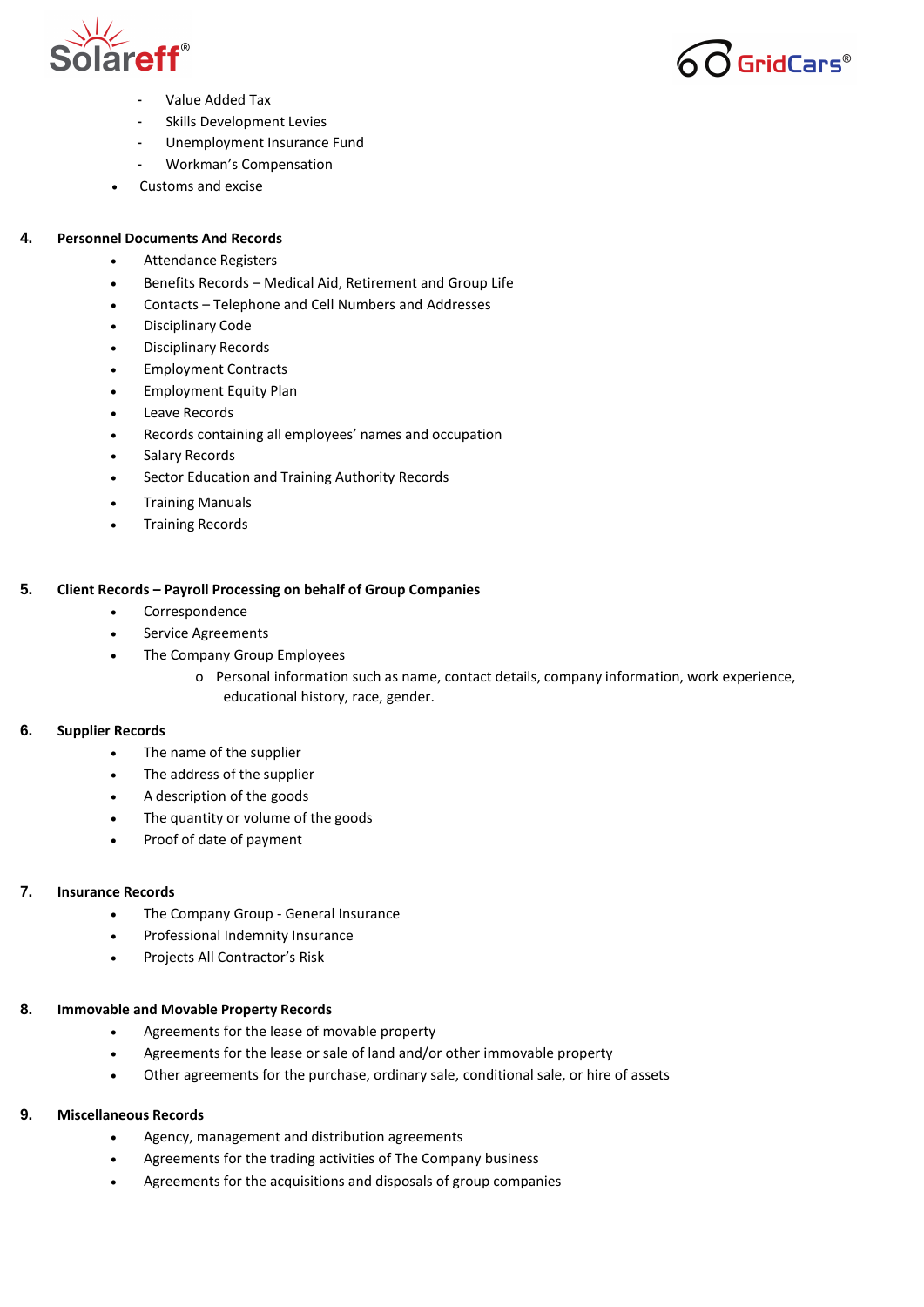- Value Added Tax
  - Skills Development Levies
  - Unemployment Insurance Fund
  - Workman's Compensation
- Customs and excise

**4. Personnel Documents And Records**

- Attendance Registers
- Benefits Records – Medical Aid, Retirement and Group Life
- Contacts – Telephone and Cell Numbers and Addresses
- Disciplinary Code
- Disciplinary Records
- Employment Contracts
- Employment Equity Plan
- Leave Records
- Records containing all employees' names and occupation
- Salary Records
- Sector Education and Training Authority Records
- Training Manuals
- Training Records

**5. Client Records – Payroll Processing on behalf of Group Companies**

- Correspondence
- Service Agreements
- The Company Group Employees
  - Personal information such as name, contact details, company information, work experience, educational history, race, gender.

**6. Supplier Records**

- The name of the supplier
- The address of the supplier
- A description of the goods
- The quantity or volume of the goods
- Proof of date of payment

**7. Insurance Records**

- The Company Group - General Insurance
- Professional Indemnity Insurance
- Projects All Contractor's Risk

**8. Immovable and Movable Property Records**

- Agreements for the lease of movable property
- Agreements for the lease or sale of land and/or other immovable property
- Other agreements for the purchase, ordinary sale, conditional sale, or hire of assets

**9. Miscellaneous Records**

- Agency, management and distribution agreements
- Agreements for the trading activities of The Company business
- Agreements for the acquisitions and disposals of group companies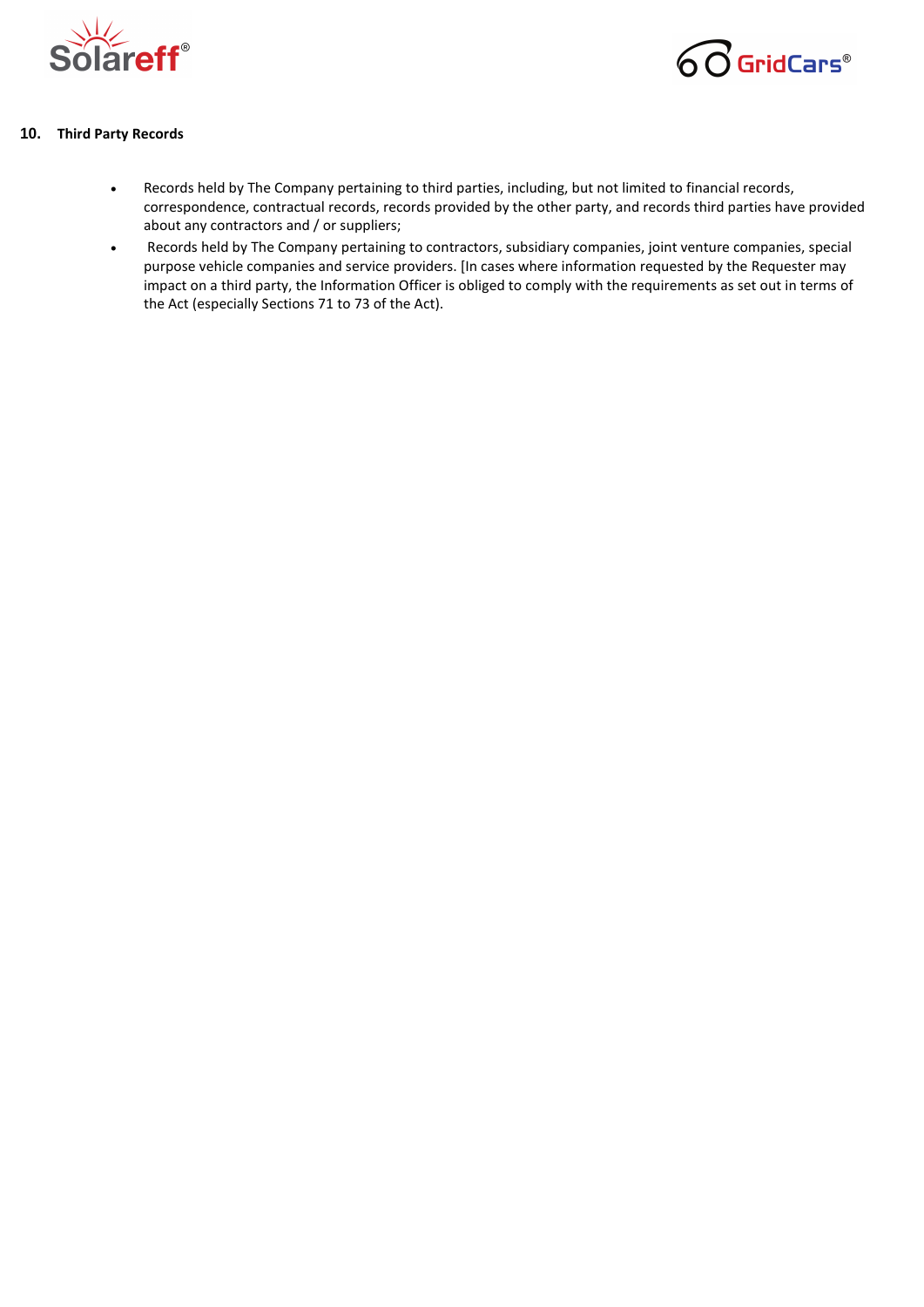## 10. Third Party Records

- Records held by The Company pertaining to third parties, including, but not limited to financial records, correspondence, contractual records, records provided by the other party, and records third parties have provided about any contractors and / or suppliers;
- Records held by The Company pertaining to contractors, subsidiary companies, joint venture companies, special purpose vehicle companies and service providers. [In cases where information requested by the Requester may impact on a third party, the Information Officer is obliged to comply with the requirements as set out in terms of the Act (especially Sections 71 to 73 of the Act).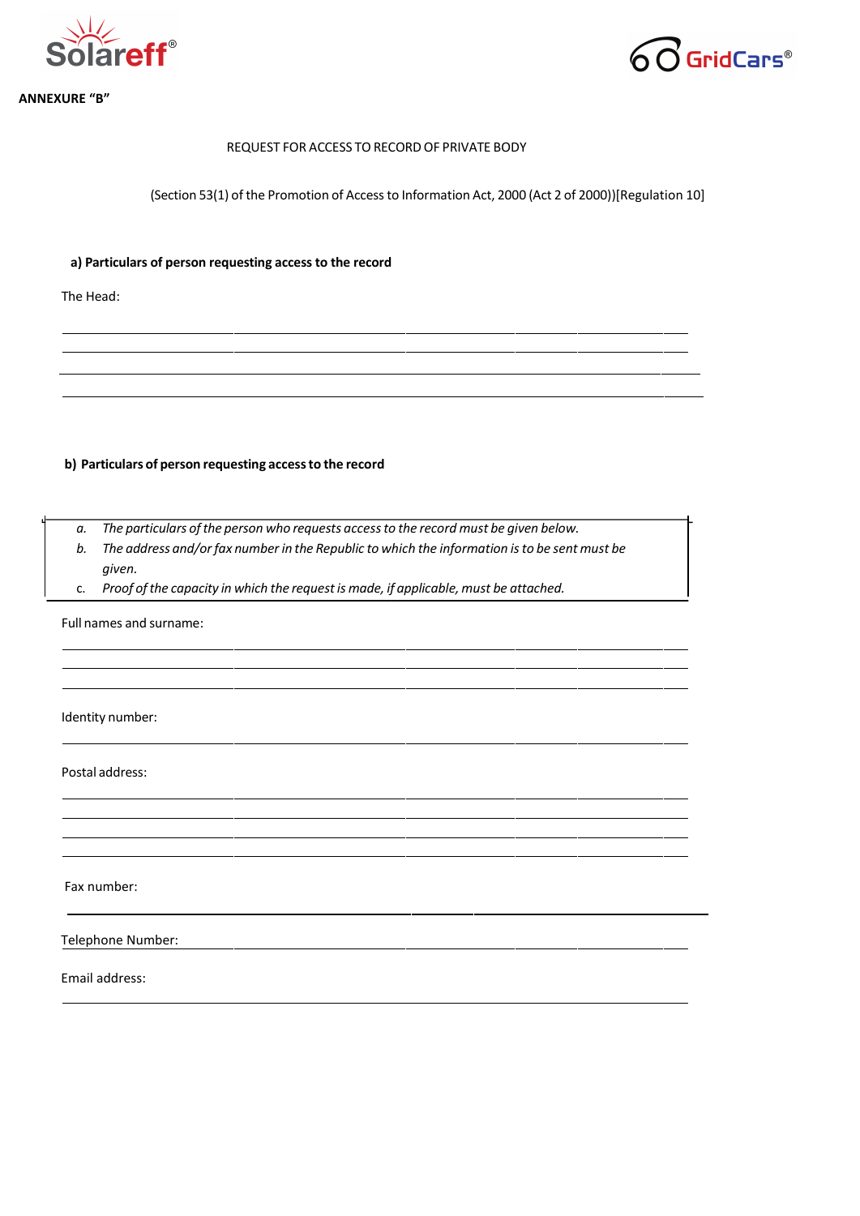**ANNEXURE "B"**

REQUEST FOR ACCESS TO RECORD OF PRIVATE BODY

(Section 53(1) of the Promotion of Access to Information Act, 2000 (Act 2 of 2000))[Regulation 10]

**a) Particulars of person requesting access to the record**

The Head:

\_\_\_\_\_\_\_\_\_\_\_\_\_\_\_\_\_\_\_\_\_\_\_\_\_\_\_\_\_\_\_\_\_\_\_\_\_\_\_\_\_\_\_\_\_\_\_\_\_\_\_\_\_\_\_\_\_\_\_\_\_\_\_\_\_\_\_\_\_\_\_\_\_\_

\_\_\_\_\_\_\_\_\_\_\_\_\_\_\_\_\_\_\_\_\_\_\_\_\_\_\_\_\_\_\_\_\_\_\_\_\_\_\_\_\_\_\_\_\_\_\_\_\_\_\_\_\_\_\_\_\_\_\_\_\_\_\_\_\_\_\_\_\_\_\_\_\_\_

\_\_\_\_\_\_\_\_\_\_\_\_\_\_\_\_\_\_\_\_\_\_\_\_\_\_\_\_\_\_\_\_\_\_\_\_\_\_\_\_\_\_\_\_\_\_\_\_\_\_\_\_\_\_\_\_\_\_\_\_\_\_\_\_\_\_\_\_\_\_\_\_\_\_

\_\_\_\_\_\_\_\_\_\_\_\_\_\_\_\_\_\_\_\_\_\_\_\_\_\_\_\_\_\_\_\_\_\_\_\_\_\_\_\_\_\_\_\_\_\_\_\_\_\_\_\_\_\_\_\_\_\_\_\_\_\_\_\_\_\_\_\_\_\_\_\_\_\_

**b) Particulars of person requesting access to the record**

| |
|---|
| a. *The particulars of the person who requests access to the record must be given below.* <br> b. *The address and/or fax number in the Republic to which the information is to be sent must be given.* <br> c. *Proof of the capacity in which the request is made, if applicable, must be attached.* |

Full names and surname:

\_\_\_\_\_\_\_\_\_\_\_\_\_\_\_\_\_\_\_\_\_\_\_\_\_\_\_\_\_\_\_\_\_\_\_\_\_\_\_\_\_\_\_\_\_\_\_\_\_\_\_\_\_\_\_\_\_\_\_\_\_\_\_\_\_\_\_\_\_\_\_\_\_\_

\_\_\_\_\_\_\_\_\_\_\_\_\_\_\_\_\_\_\_\_\_\_\_\_\_\_\_\_\_\_\_\_\_\_\_\_\_\_\_\_\_\_\_\_\_\_\_\_\_\_\_\_\_\_\_\_\_\_\_\_\_\_\_\_\_\_\_\_\_\_\_\_\_\_

\_\_\_\_\_\_\_\_\_\_\_\_\_\_\_\_\_\_\_\_\_\_\_\_\_\_\_\_\_\_\_\_\_\_\_\_\_\_\_\_\_\_\_\_\_\_\_\_\_\_\_\_\_\_\_\_\_\_\_\_\_\_\_\_\_\_\_\_\_\_\_\_\_\_

Identity number:

\_\_\_\_\_\_\_\_\_\_\_\_\_\_\_\_\_\_\_\_\_\_\_\_\_\_\_\_\_\_\_\_\_\_\_\_\_\_\_\_\_\_\_\_\_\_\_\_\_\_\_\_\_\_\_\_\_\_\_\_\_\_\_\_\_\_\_\_\_\_\_\_\_\_

Postal address:

\_\_\_\_\_\_\_\_\_\_\_\_\_\_\_\_\_\_\_\_\_\_\_\_\_\_\_\_\_\_\_\_\_\_\_\_\_\_\_\_\_\_\_\_\_\_\_\_\_\_\_\_\_\_\_\_\_\_\_\_\_\_\_\_\_\_\_\_\_\_\_\_\_\_

\_\_\_\_\_\_\_\_\_\_\_\_\_\_\_\_\_\_\_\_\_\_\_\_\_\_\_\_\_\_\_\_\_\_\_\_\_\_\_\_\_\_\_\_\_\_\_\_\_\_\_\_\_\_\_\_\_\_\_\_\_\_\_\_\_\_\_\_\_\_\_\_\_\_

\_\_\_\_\_\_\_\_\_\_\_\_\_\_\_\_\_\_\_\_\_\_\_\_\_\_\_\_\_\_\_\_\_\_\_\_\_\_\_\_\_\_\_\_\_\_\_\_\_\_\_\_\_\_\_\_\_\_\_\_\_\_\_\_\_\_\_\_\_\_\_\_\_\_

\_\_\_\_\_\_\_\_\_\_\_\_\_\_\_\_\_\_\_\_\_\_\_\_\_\_\_\_\_\_\_\_\_\_\_\_\_\_\_\_\_\_\_\_\_\_\_\_\_\_\_\_\_\_\_\_\_\_\_\_\_\_\_\_\_\_\_\_\_\_\_\_\_\_

Fax number:

\_\_\_\_\_\_\_\_\_\_\_\_\_\_\_\_\_\_\_\_\_\_\_\_\_\_\_\_\_\_\_\_\_\_\_\_\_\_\_\_\_\_\_\_\_\_\_\_\_\_\_\_\_\_\_\_\_\_\_\_\_\_\_\_\_\_\_\_\_\_\_\_\_\_

Telephone Number: \_\_\_\_\_\_\_\_\_\_\_\_\_\_\_\_\_\_\_\_\_\_\_\_\_\_\_\_\_\_\_\_\_\_\_\_\_\_\_\_\_\_\_\_\_\_\_\_\_\_\_\_\_\_\_\_

Email address:

\_\_\_\_\_\_\_\_\_\_\_\_\_\_\_\_\_\_\_\_\_\_\_\_\_\_\_\_\_\_\_\_\_\_\_\_\_\_\_\_\_\_\_\_\_\_\_\_\_\_\_\_\_\_\_\_\_\_\_\_\_\_\_\_\_\_\_\_\_\_\_\_\_\_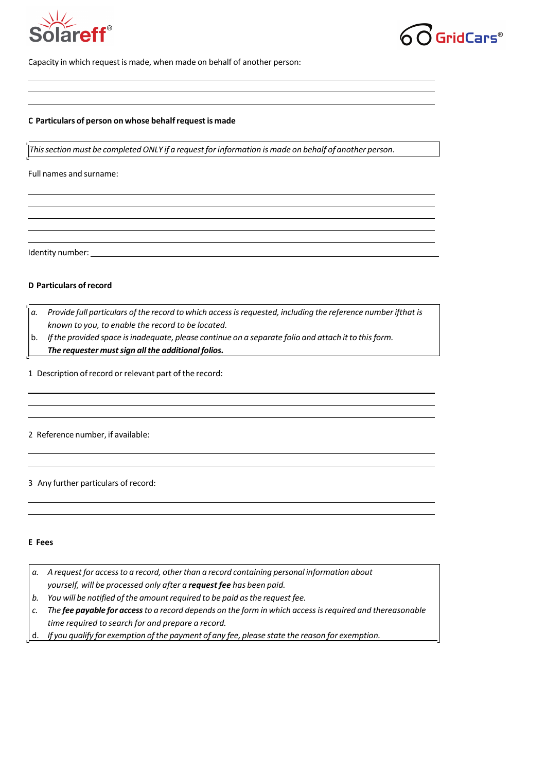Capacity in which request is made, when made on behalf of another person:

## C Particulars of person on whose behalf request is made

*This section must be completed ONLY if a request for information is made on behalf of another person.*

Full names and surname:

Identity number:

## D Particulars of record

a. *Provide full particulars of the record to which access is requested, including the reference number ifthat is known to you, to enable the record to be located.*

b. *If the provided space is inadequate, please continue on a separate folio and attach it to this form.* ***The requester must sign all the additional folios.***

1 Description of record or relevant part of the record:

2 Reference number, if available:

3 Any further particulars of record:

## E Fees

a. *A request for access to a record, other than a record containing personal information about yourself, will be processed only after a* ***request fee*** *has been paid.*

b. *You will be notified of the amount required to be paid as the request fee.*

c. *The* ***fee payable for access*** *to a record depends on the form in which access is required and thereasonable time required to search for and prepare a record.*

d. *If you qualify for exemption of the payment of any fee, please state the reason for exemption.*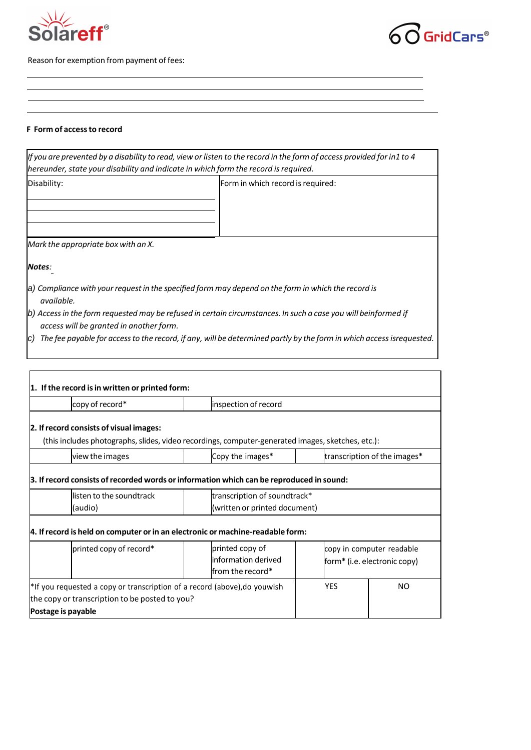Reason for exemption from payment of fees:

______________________________________________________________________

______________________________________________________________________

______________________________________________________________________

______________________________________________________________________

**F Form of access to record**

| *If you are prevented by a disability to read, view or listen to the record in the form of access provided for in1 to 4 hereunder, state your disability and indicate in which form the record is required.* | |
|---|---|
| Disability: | Form in which record is required: |

*Mark the appropriate box with an X.*

***Notes***:

*a) Compliance with your request in the specified form may depend on the form in which the record is available.*

*b) Access in the form requested may be refused in certain circumstances. In such a case you will beinformed if access will be granted in another form.*

*c) The fee payable for access to the record, if any, will be determined partly by the form in which access isrequested.*

| | | | | | |
|---|---|---|---|---|---|
| **1. If the record is in written or printed form:** | | | | | |
| | copy of record* | | inspection of record | | |
| **2. If record consists of visual images:** (this includes photographs, slides, video recordings, computer-generated images, sketches, etc.): | | | | | |
| | view the images | | Copy the images* | | transcription of the images* |
| **3. If record consists of recorded words or information which can be reproduced in sound:** | | | | | |
| | listen to the soundtrack (audio) | | transcription of soundtrack* (written or printed document) | | |
| **4. If record is held on computer or in an electronic or machine-readable form:** | | | | | |
| | printed copy of record* | | printed copy of information derived from the record* | | copy in computer readable form* (i.e. electronic copy) |

| *If you requested a copy or transcription of a record (above),do youwish the copy or transcription to be posted to you? **Postage is payable** | YES | NO |
|---|---|---|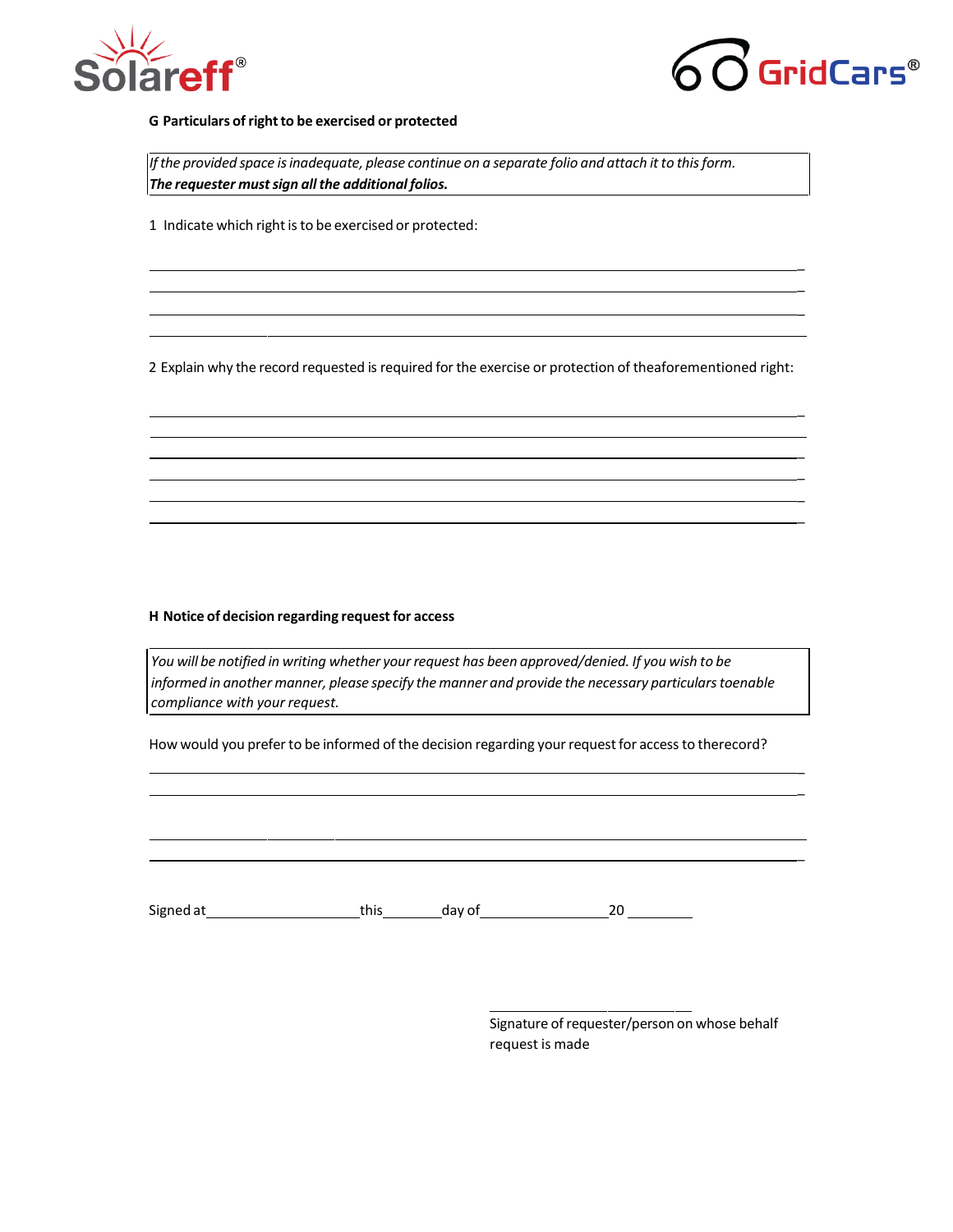**G Particulars of right to be exercised or protected**

| *If the provided space is inadequate, please continue on a separate folio and attach it to this form.* ***The requester must sign all the additional folios.*** |
|---|

1 Indicate which right is to be exercised or protected:

______________________________________________________________________________

______________________________________________________________________________

______________________________________________________________________________

______________________________________________________________________________

2 Explain why the record requested is required for the exercise or protection of theaforementioned right:

______________________________________________________________________________

______________________________________________________________________________

______________________________________________________________________________

______________________________________________________________________________

______________________________________________________________________________

______________________________________________________________________________

**H Notice of decision regarding request for access**

| *You will be notified in writing whether your request has been approved/denied. If you wish to be informed in another manner, please specify the manner and provide the necessary particulars toenable compliance with your request.* |
|---|

How would you prefer to be informed of the decision regarding your request for access to therecord?

______________________________________________________________________________

______________________________________________________________________________

______________________________________________________________________________

______________________________________________________________________________

Signed at____________________this________day of_________________20 _________

_______________________________

Signature of requester/person on whose behalf request is made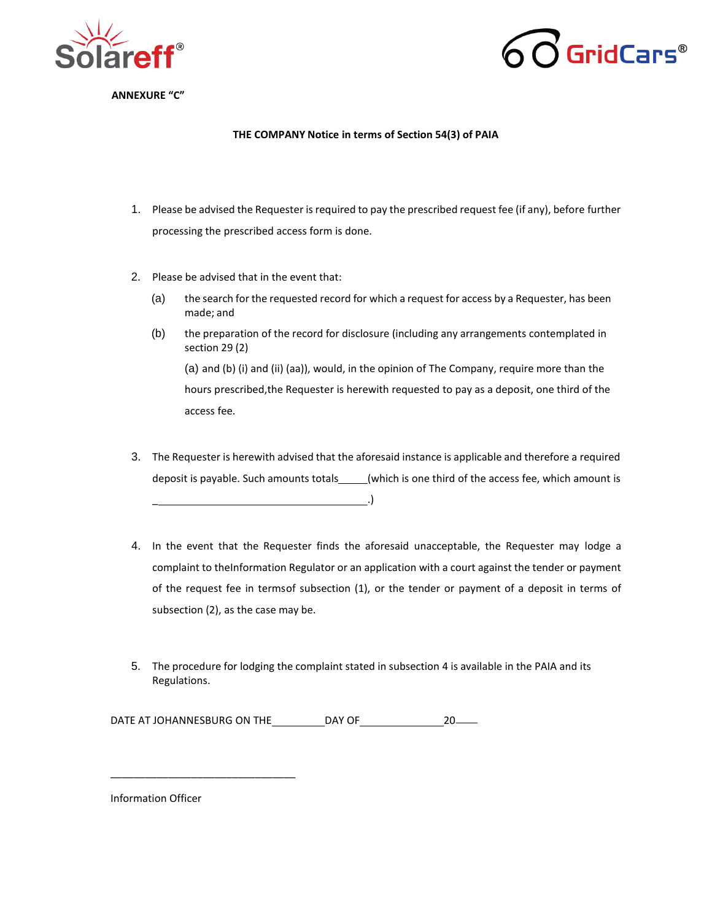**ANNEXURE "C"**

**THE COMPANY Notice in terms of Section 54(3) of PAIA**

1. Please be advised the Requester is required to pay the prescribed request fee (if any), before further processing the prescribed access form is done.

2. Please be advised that in the event that:

   (a) the search for the requested record for which a request for access by a Requester, has been made; and

   (b) the preparation of the record for disclosure (including any arrangements contemplated in section 29 (2)

   (a) and (b) (i) and (ii) (aa)), would, in the opinion of The Company, require more than the hours prescribed,the Requester is herewith requested to pay as a deposit, one third of the access fee.

3. The Requester is herewith advised that the aforesaid instance is applicable and therefore a required deposit is payable. Such amounts totals_____(which is one third of the access fee, which amount is ______________________________________.)

4. In the event that the Requester finds the aforesaid unacceptable, the Requester may lodge a complaint to theInformation Regulator or an application with a court against the tender or payment of the request fee in termsof subsection (1), or the tender or payment of a deposit in terms of subsection (2), as the case may be.

5. The procedure for lodging the complaint stated in subsection 4 is available in the PAIA and its Regulations.

DATE AT JOHANNESBURG ON THE__________DAY OF________________20____

________________________________

Information Officer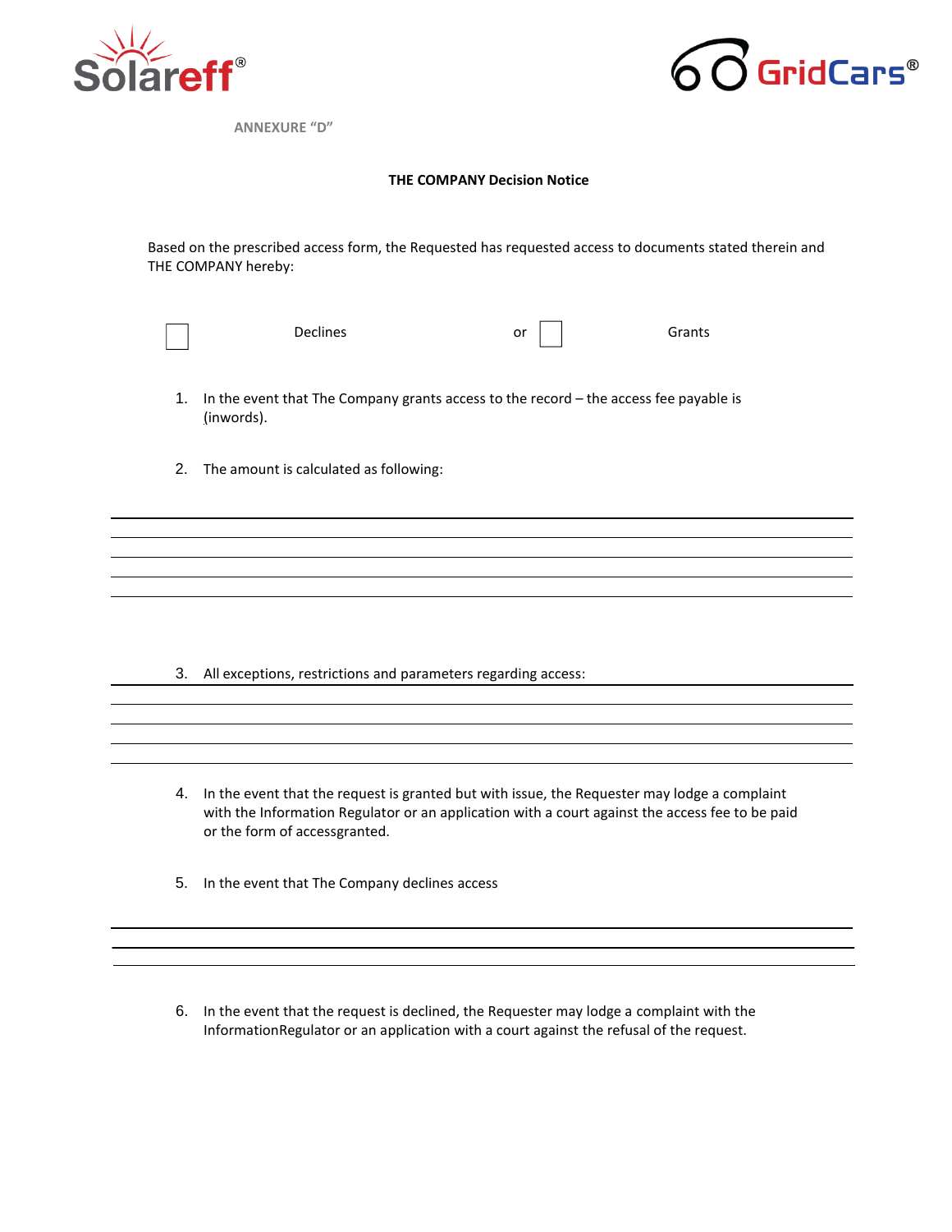ANNEXURE "D"

**THE COMPANY Decision Notice**

Based on the prescribed access form, the Requested has requested access to documents stated therein and THE COMPANY hereby:

☐ Declines or ☐ Grants

1. In the event that The Company grants access to the record – the access fee payable is (inwords).

2. The amount is calculated as following:

_______________________________________________
_______________________________________________
_______________________________________________
_______________________________________________
_______________________________________________

3. All exceptions, restrictions and parameters regarding access:

_______________________________________________
_______________________________________________
_______________________________________________
_______________________________________________
_______________________________________________

4. In the event that the request is granted but with issue, the Requester may lodge a complaint with the Information Regulator or an application with a court against the access fee to be paid or the form of accessgranted.

5. In the event that The Company declines access

_______________________________________________
_______________________________________________
_______________________________________________

6. In the event that the request is declined, the Requester may lodge a complaint with the InformationRegulator or an application with a court against the refusal of the request.